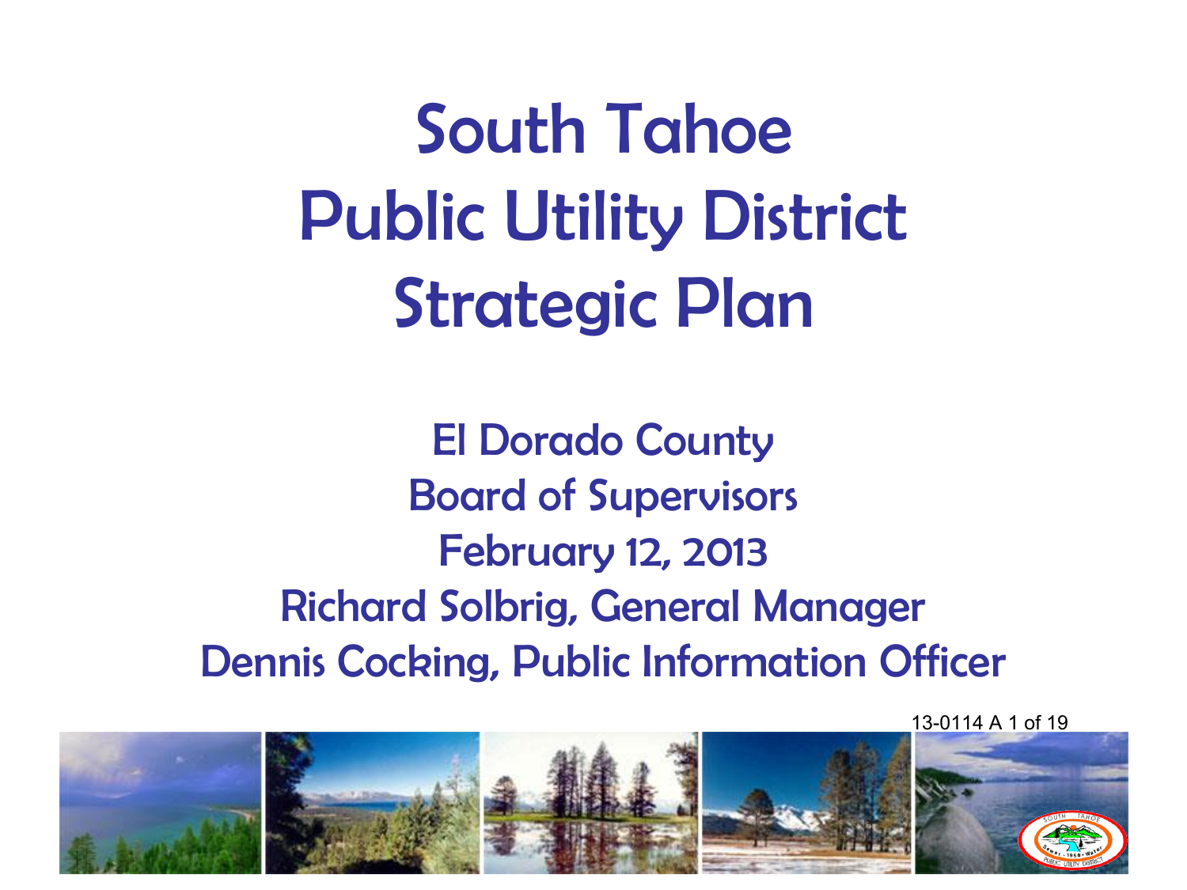# South Tahoe Public Utility District Strategic Plan

El Dorado County
Board of Supervisors
February 12, 2013
Richard Solbrig, General Manager
Dennis Cocking, Public Information Officer

13-0114 A 1 of 19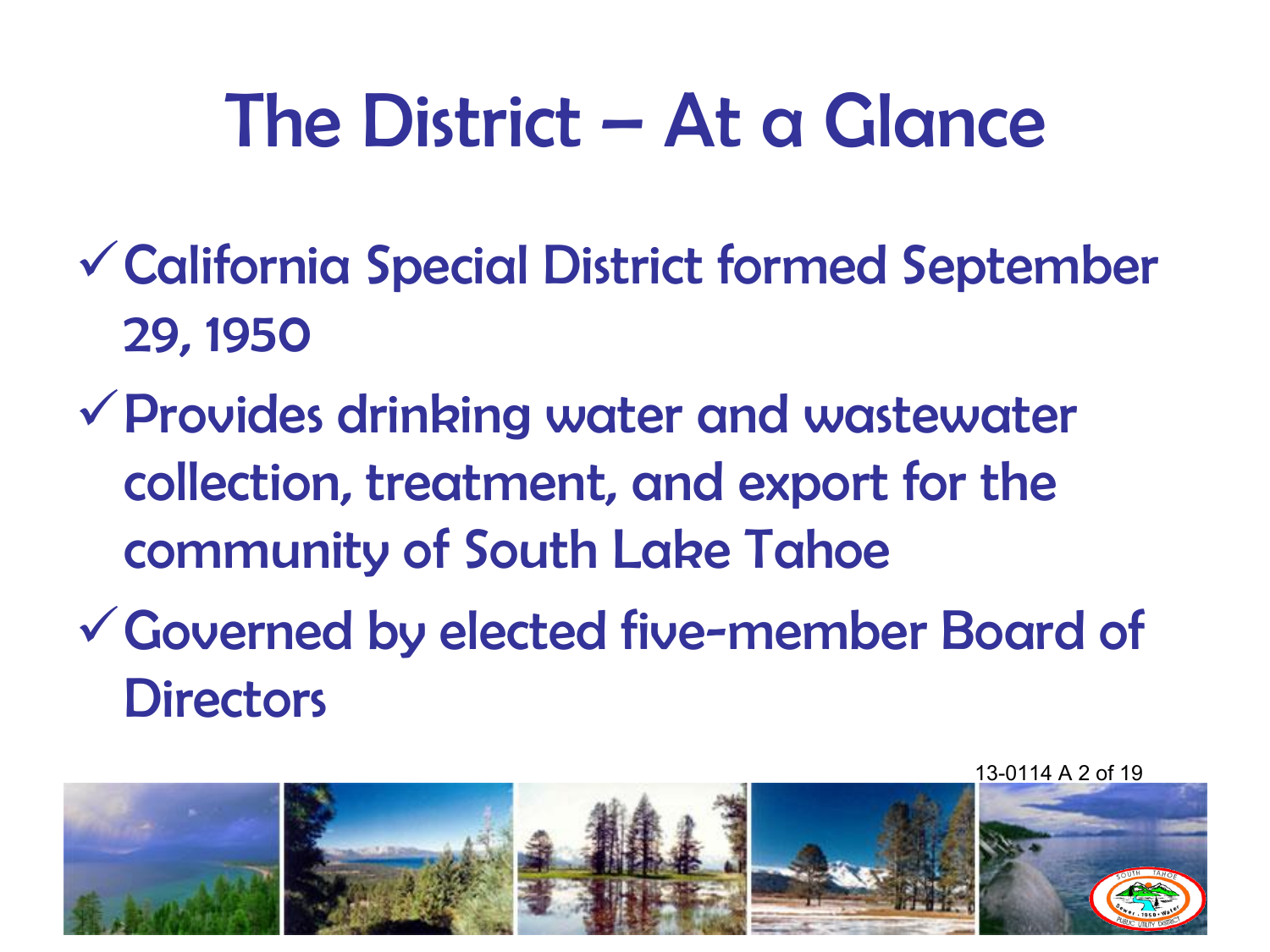# The District – At a Glance

- ✓ California Special District formed September 29, 1950
- ✓ Provides drinking water and wastewater collection, treatment, and export for the community of South Lake Tahoe
- ✓ Governed by elected five-member Board of Directors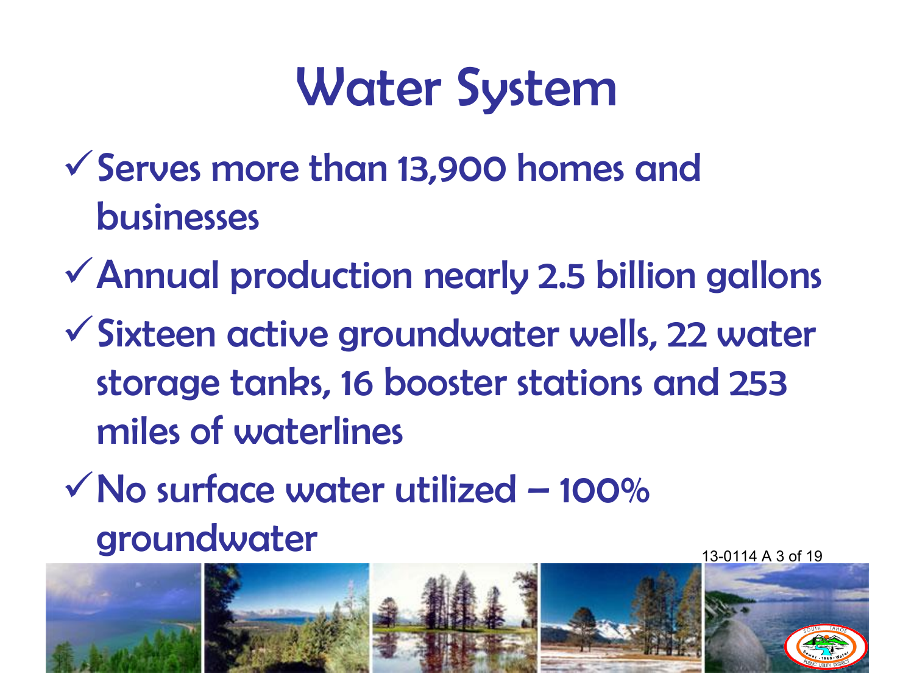# Water System

- ✓ Serves more than 13,900 homes and businesses
- ✓ Annual production nearly 2.5 billion gallons
- ✓ Sixteen active groundwater wells, 22 water storage tanks, 16 booster stations and 253 miles of waterlines
- ✓ No surface water utilized – 100% groundwater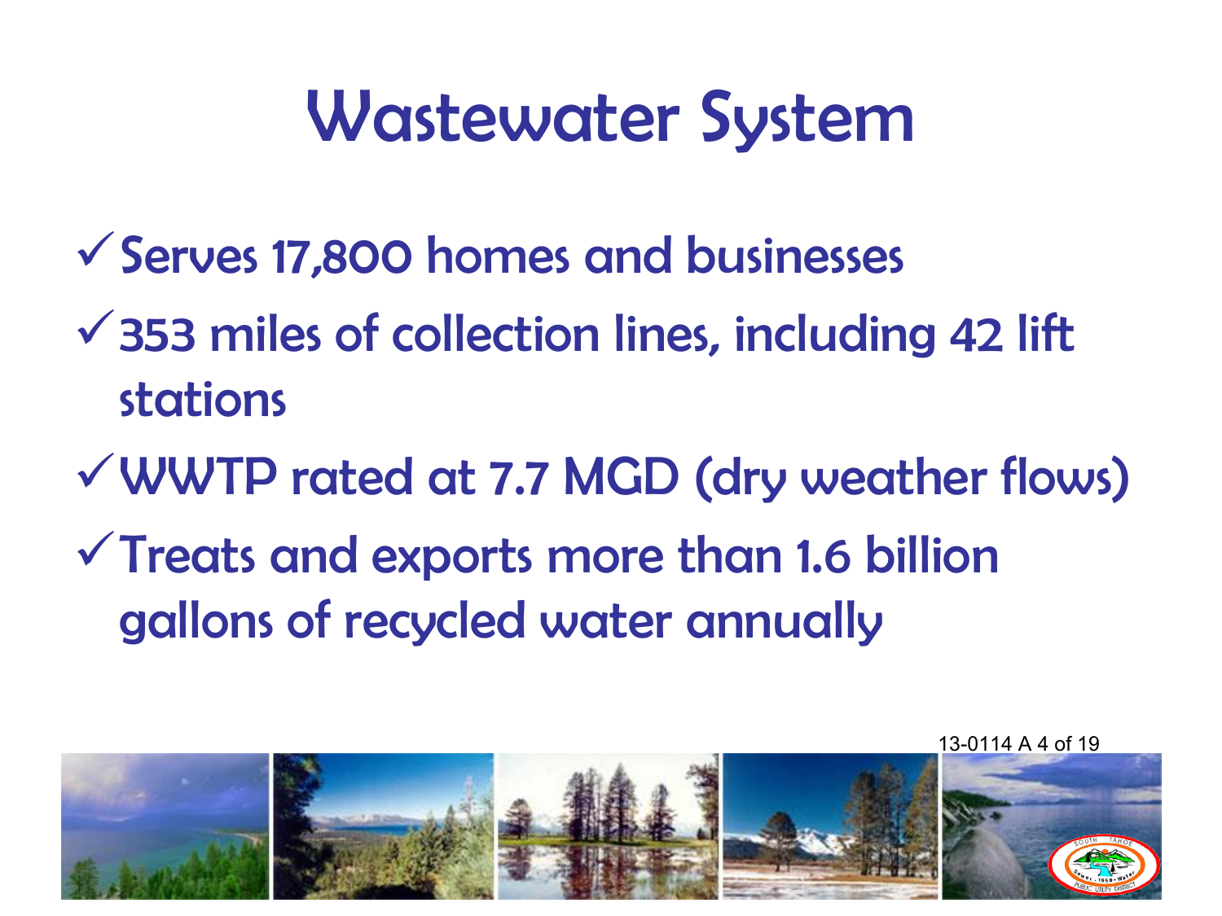# Wastewater System

- ✓ Serves 17,800 homes and businesses
- ✓ 353 miles of collection lines, including 42 lift stations
- ✓ WWTP rated at 7.7 MGD (dry weather flows)
- ✓ Treats and exports more than 1.6 billion gallons of recycled water annually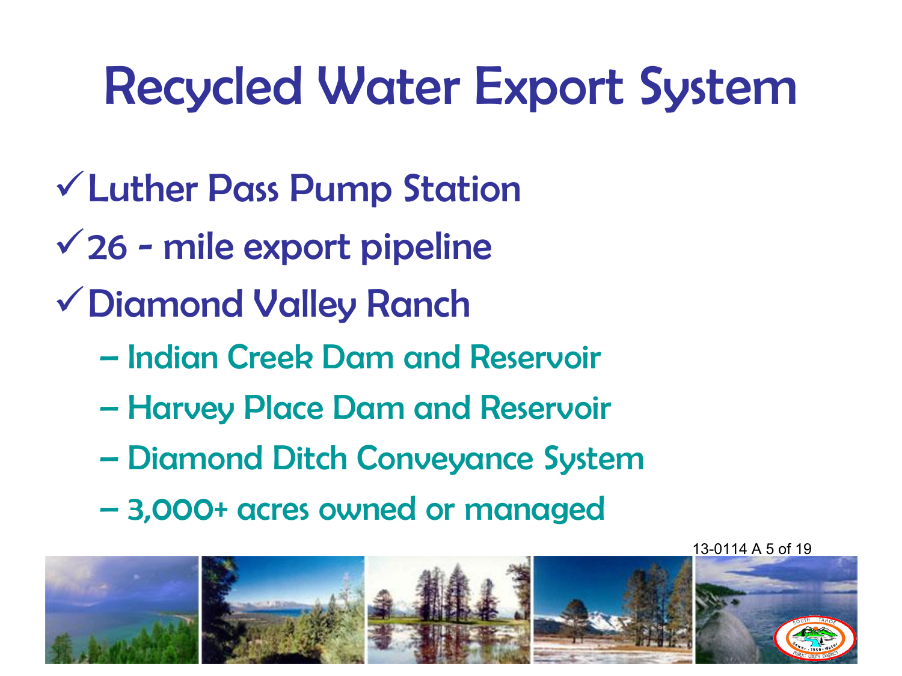# Recycled Water Export System

- ✓ Luther Pass Pump Station
- ✓ 26 - mile export pipeline
- ✓ Diamond Valley Ranch
  - Indian Creek Dam and Reservoir
  - Harvey Place Dam and Reservoir
  - Diamond Ditch Conveyance System
  - 3,000+ acres owned or managed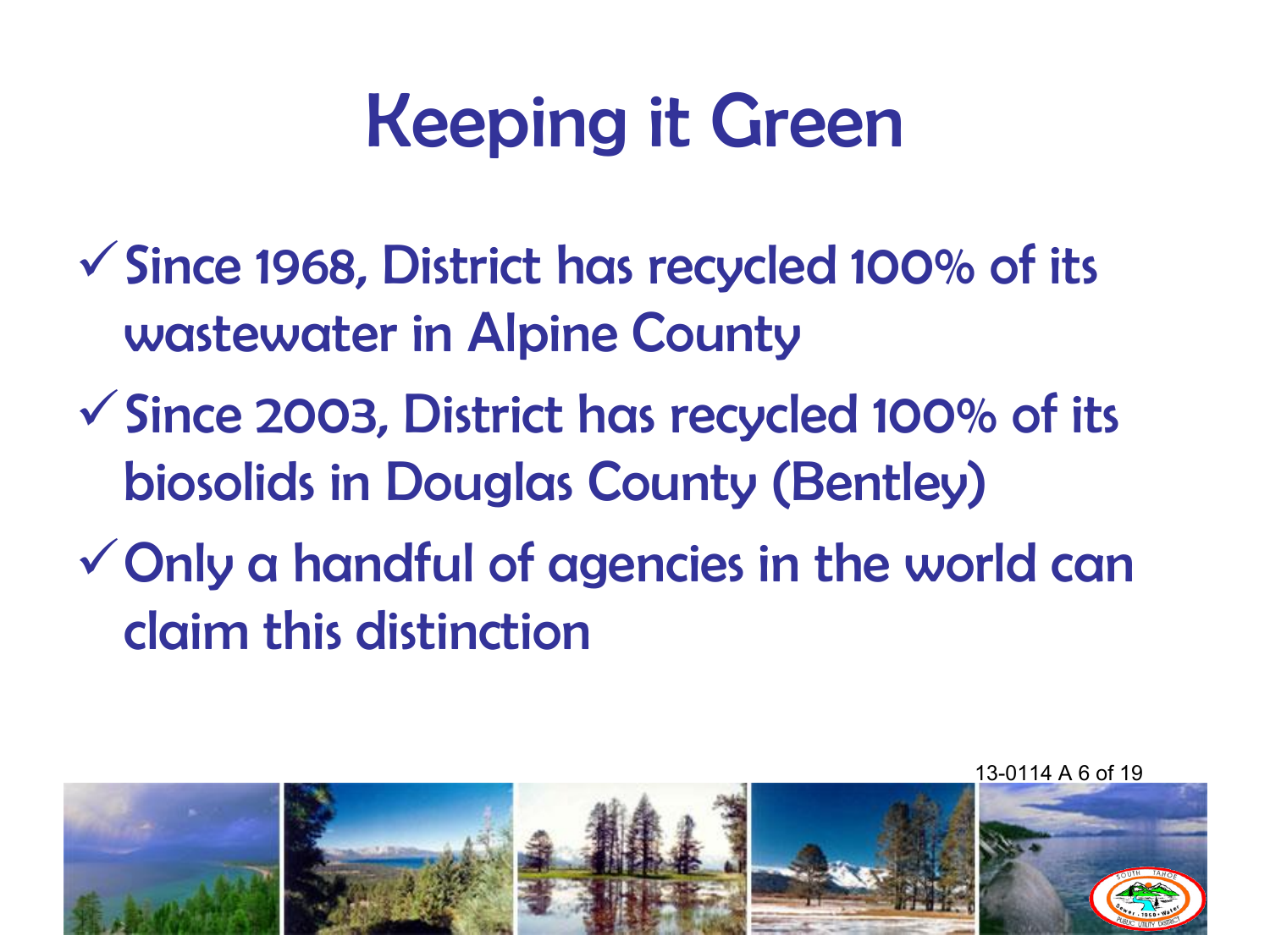# Keeping it Green

- ✓ Since 1968, District has recycled 100% of its wastewater in Alpine County
- ✓ Since 2003, District has recycled 100% of its biosolids in Douglas County (Bentley)
- ✓ Only a handful of agencies in the world can claim this distinction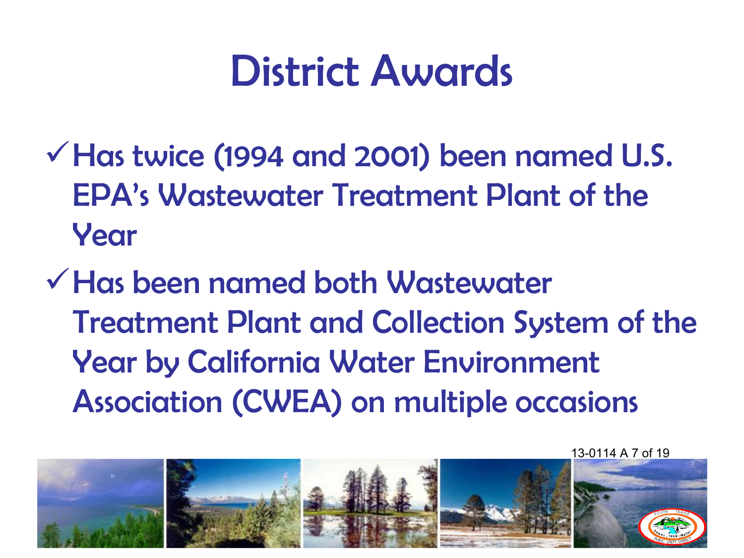# District Awards

- ✓ Has twice (1994 and 2001) been named U.S. EPA's Wastewater Treatment Plant of the Year
- ✓ Has been named both Wastewater Treatment Plant and Collection System of the Year by California Water Environment Association (CWEA) on multiple occasions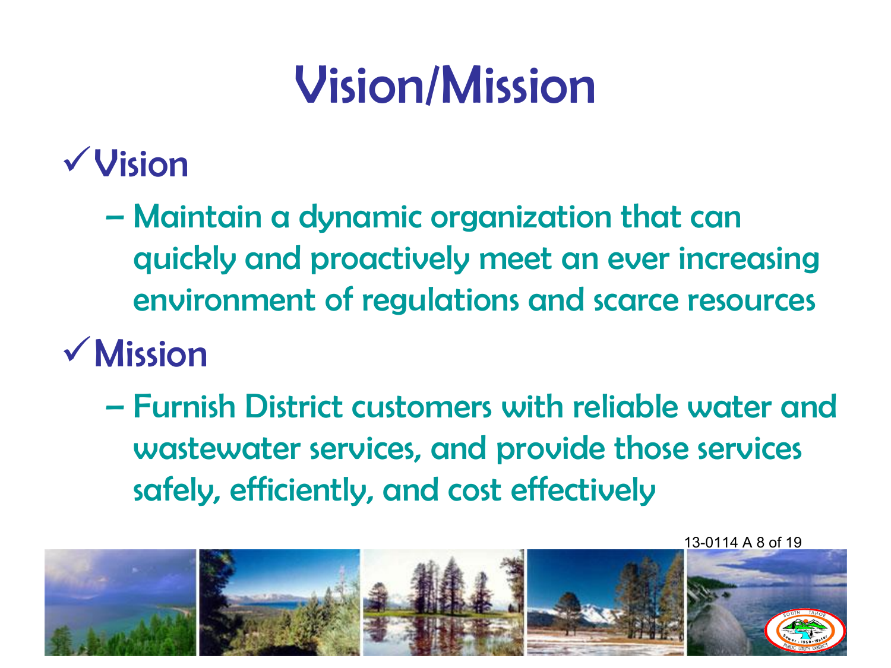# Vision/Mission

- ✓ Vision
  - Maintain a dynamic organization that can quickly and proactively meet an ever increasing environment of regulations and scarce resources
- ✓ Mission
  - Furnish District customers with reliable water and wastewater services, and provide those services safely, efficiently, and cost effectively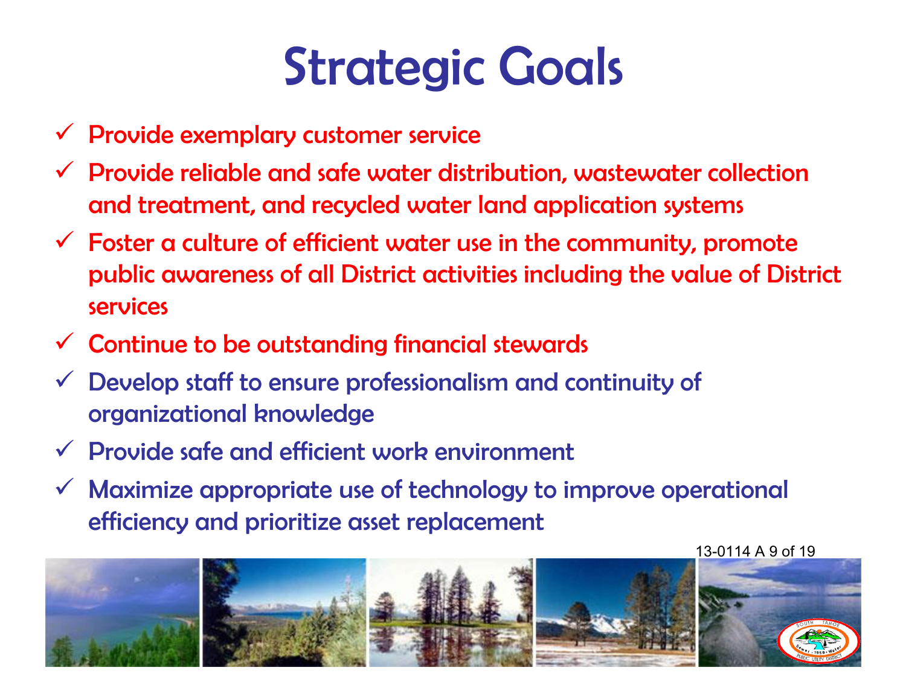# Strategic Goals

- ✓ Provide exemplary customer service
- ✓ Provide reliable and safe water distribution, wastewater collection and treatment, and recycled water land application systems
- ✓ Foster a culture of efficient water use in the community, promote public awareness of all District activities including the value of District services
- ✓ Continue to be outstanding financial stewards
- ✓ Develop staff to ensure professionalism and continuity of organizational knowledge
- ✓ Provide safe and efficient work environment
- ✓ Maximize appropriate use of technology to improve operational efficiency and prioritize asset replacement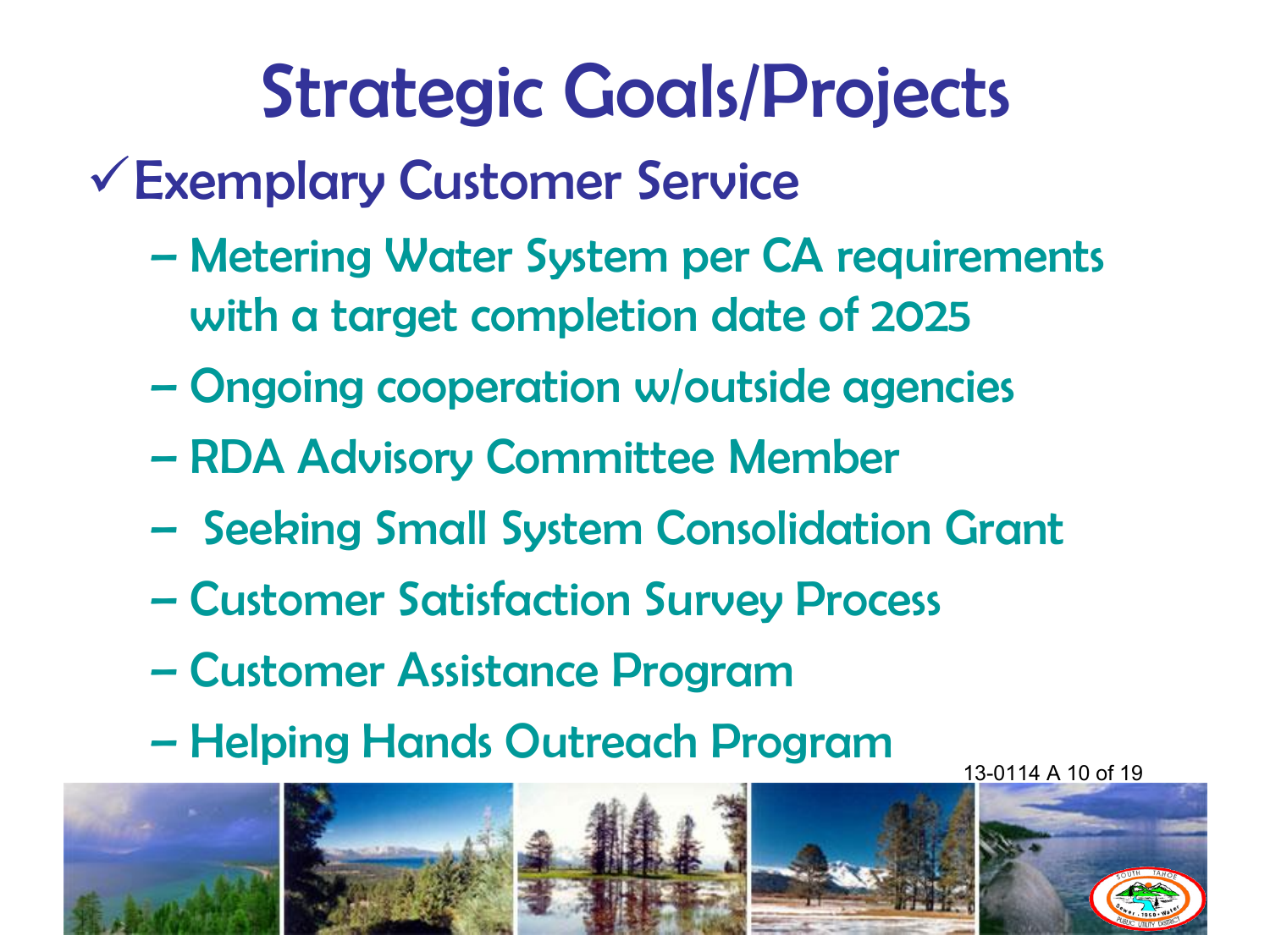# Strategic Goals/Projects

## ✓Exemplary Customer Service

- Metering Water System per CA requirements with a target completion date of 2025
- Ongoing cooperation w/outside agencies
- RDA Advisory Committee Member
- Seeking Small System Consolidation Grant
- Customer Satisfaction Survey Process
- Customer Assistance Program
- Helping Hands Outreach Program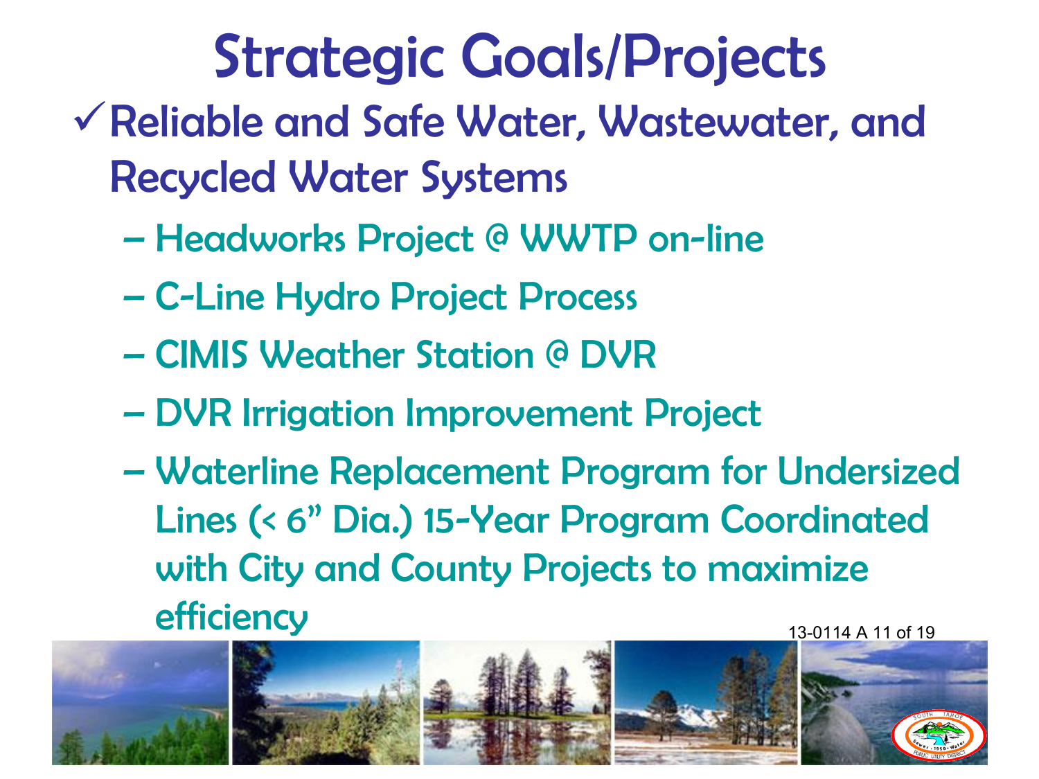# Strategic Goals/Projects

- ✓ Reliable and Safe Water, Wastewater, and Recycled Water Systems
  - Headworks Project @ WWTP on-line
  - C-Line Hydro Project Process
  - CIMIS Weather Station @ DVR
  - DVR Irrigation Improvement Project
  - Waterline Replacement Program for Undersized Lines (< 6" Dia.) 15-Year Program Coordinated with City and County Projects to maximize efficiency

13-0114 A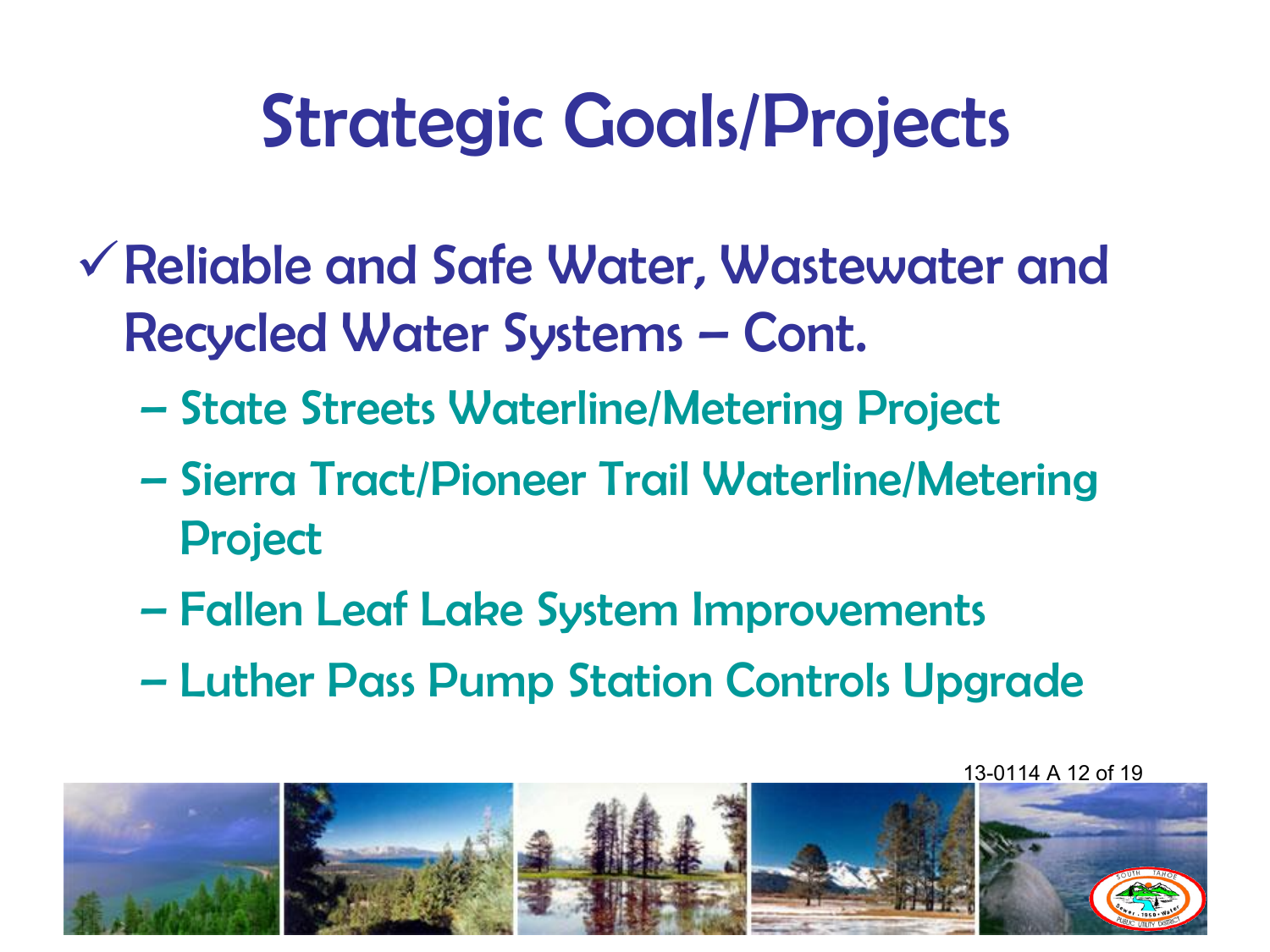# Strategic Goals/Projects

- ✓ Reliable and Safe Water, Wastewater and Recycled Water Systems – Cont.
  - State Streets Waterline/Metering Project
  - Sierra Tract/Pioneer Trail Waterline/Metering Project
  - Fallen Leaf Lake System Improvements
  - Luther Pass Pump Station Controls Upgrade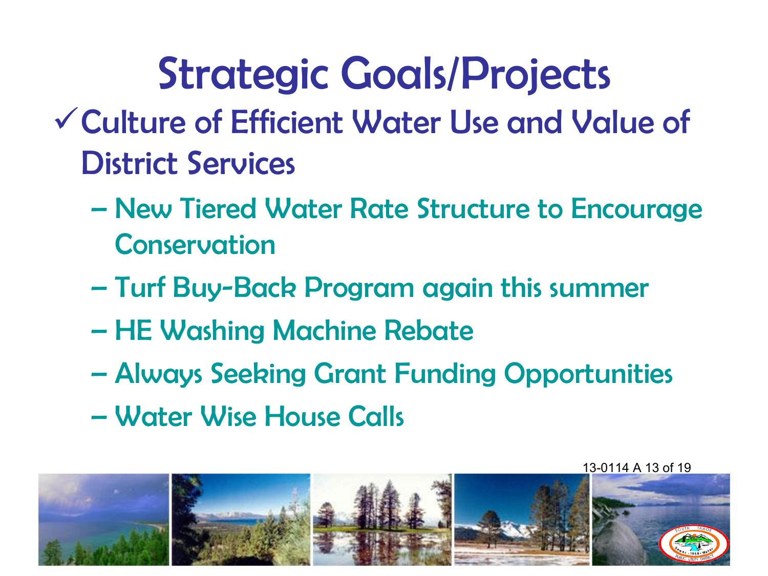# Strategic Goals/Projects

- ✓ Culture of Efficient Water Use and Value of District Services
  - New Tiered Water Rate Structure to Encourage Conservation
  - Turf Buy-Back Program again this summer
  - HE Washing Machine Rebate
  - Always Seeking Grant Funding Opportunities
  - Water Wise House Calls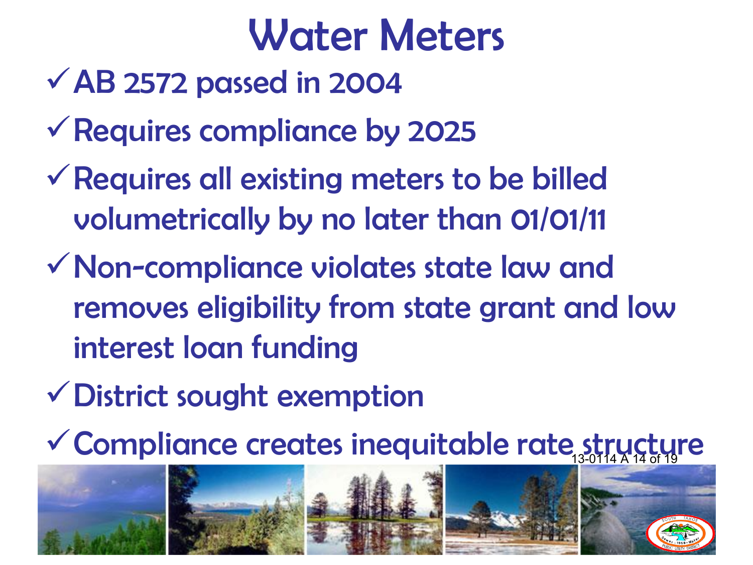# Water Meters

- ✓ AB 2572 passed in 2004
- ✓ Requires compliance by 2025
- ✓ Requires all existing meters to be billed volumetrically by no later than 01/01/11
- ✓ Non-compliance violates state law and removes eligibility from state grant and low interest loan funding
- ✓ District sought exemption
- ✓ Compliance creates inequitable rate structure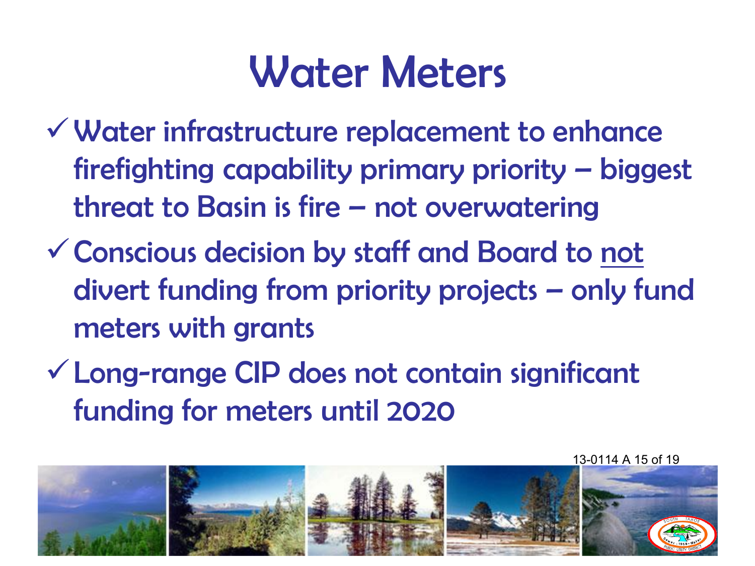# Water Meters

- ✓ Water infrastructure replacement to enhance firefighting capability primary priority – biggest threat to Basin is fire – not overwatering
- ✓ Conscious decision by staff and Board to not divert funding from priority projects – only fund meters with grants
- ✓ Long-range CIP does not contain significant funding for meters until 2020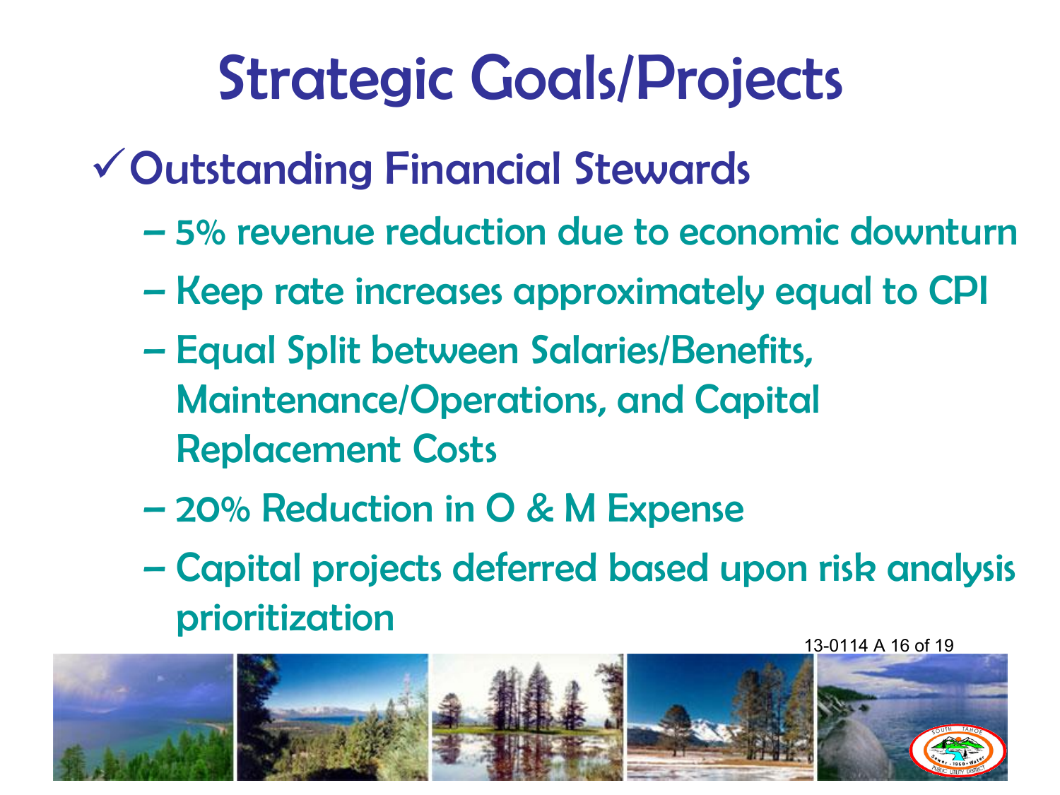# Strategic Goals/Projects

- ✓ Outstanding Financial Stewards
  - 5% revenue reduction due to economic downturn
  - Keep rate increases approximately equal to CPI
  - Equal Split between Salaries/Benefits, Maintenance/Operations, and Capital Replacement Costs
  - 20% Reduction in O & M Expense
  - Capital projects deferred based upon risk analysis prioritization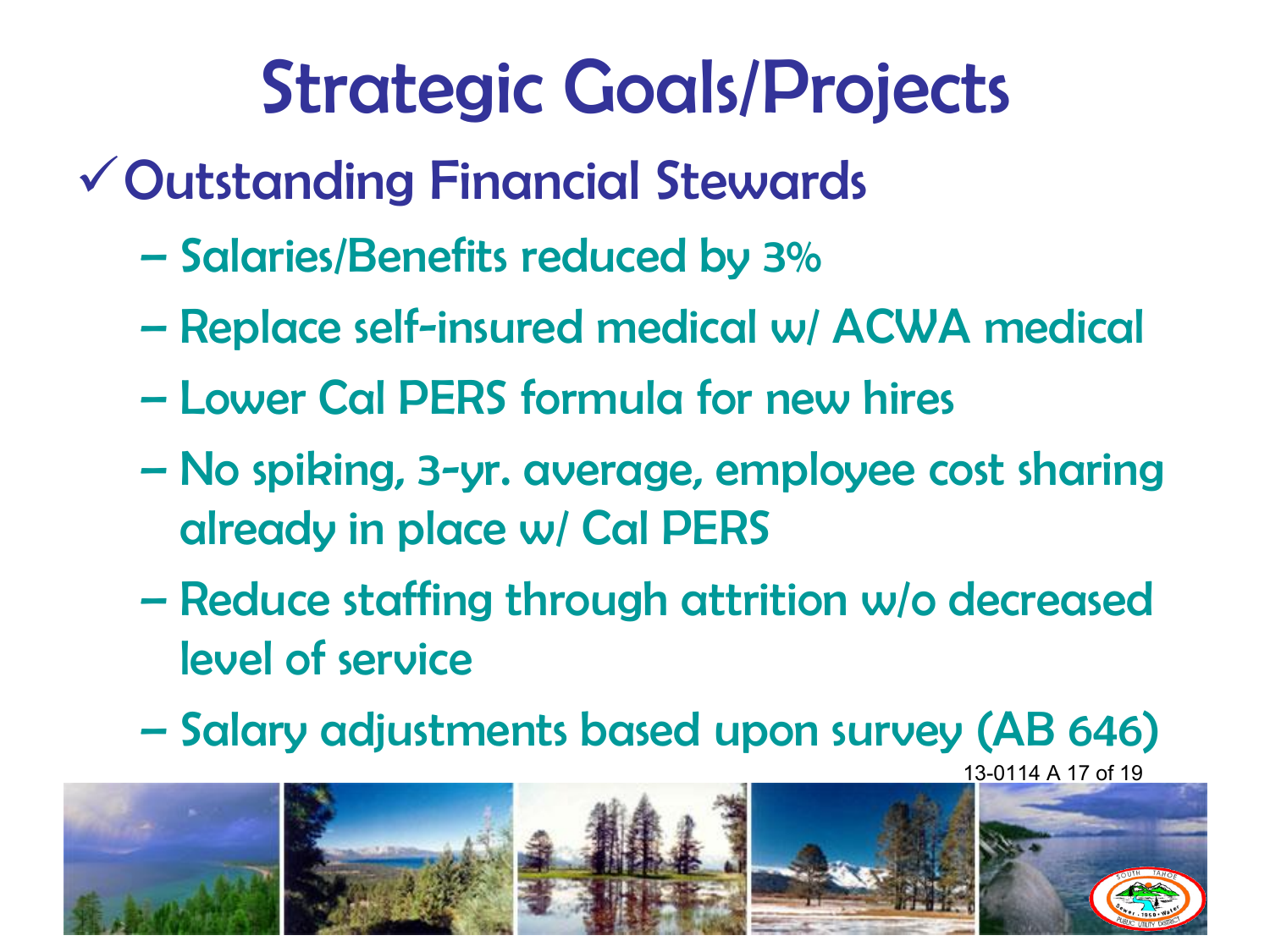# Strategic Goals/Projects

## ✓ Outstanding Financial Stewards

- Salaries/Benefits reduced by 3%
- Replace self-insured medical w/ ACWA medical
- Lower Cal PERS formula for new hires
- No spiking, 3-yr. average, employee cost sharing already in place w/ Cal PERS
- Reduce staffing through attrition w/o decreased level of service
- Salary adjustments based upon survey (AB 646)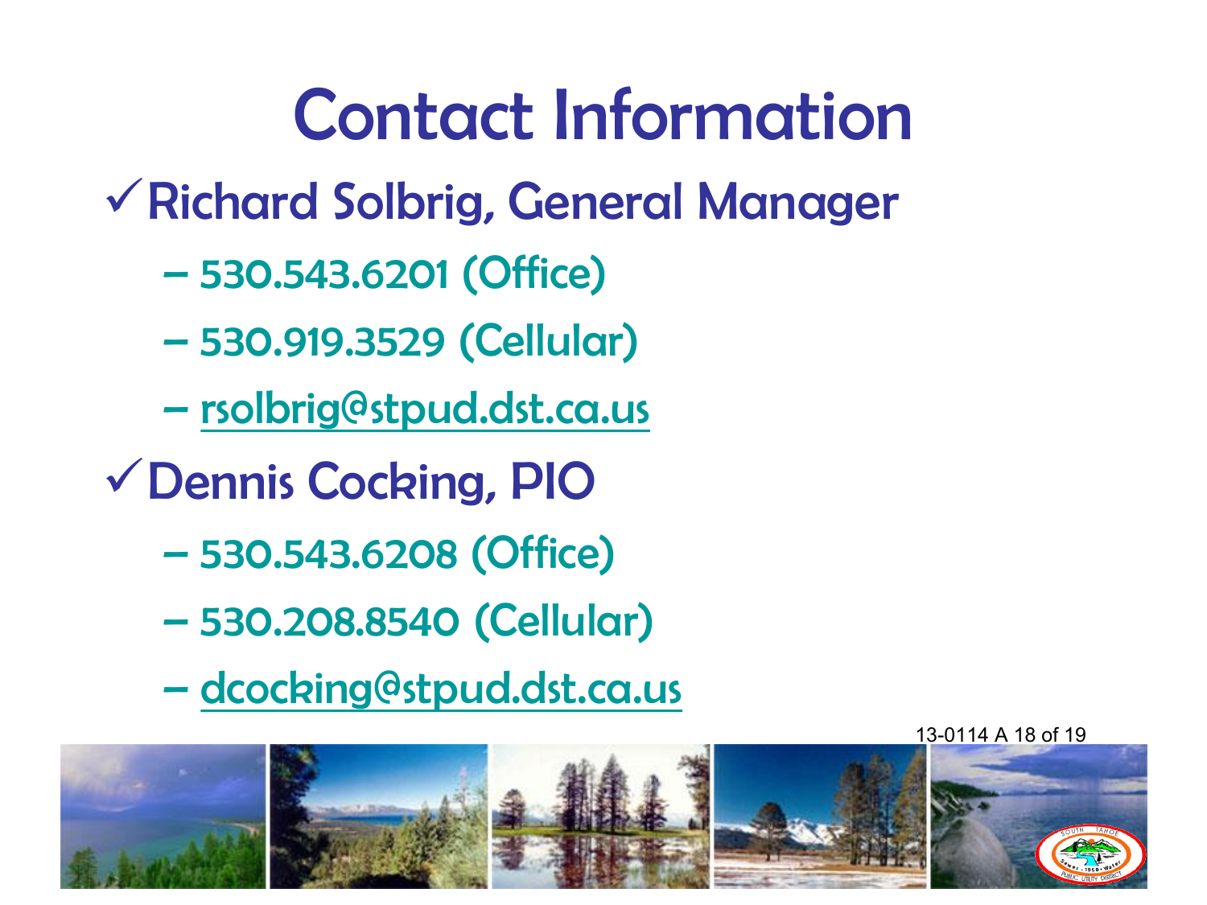# Contact Information

- Richard Solbrig, General Manager
  - 530.543.6201 (Office)
  - 530.919.3529 (Cellular)
  - rsolbrig@stpud.dst.ca.us
- Dennis Cocking, PIO
  - 530.543.6208 (Office)
  - 530.208.8540 (Cellular)
  - dcocking@stpud.dst.ca.us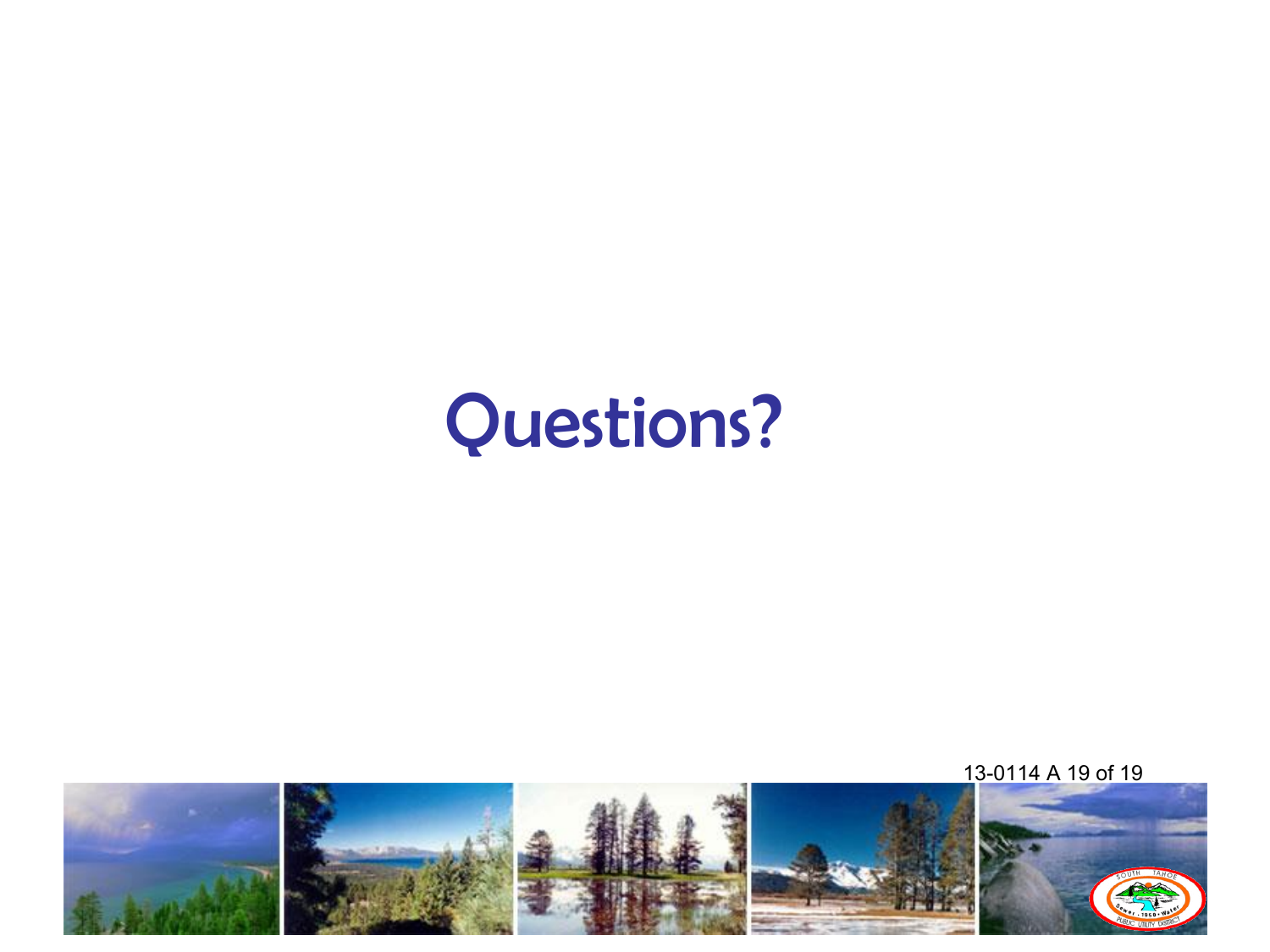# Questions?